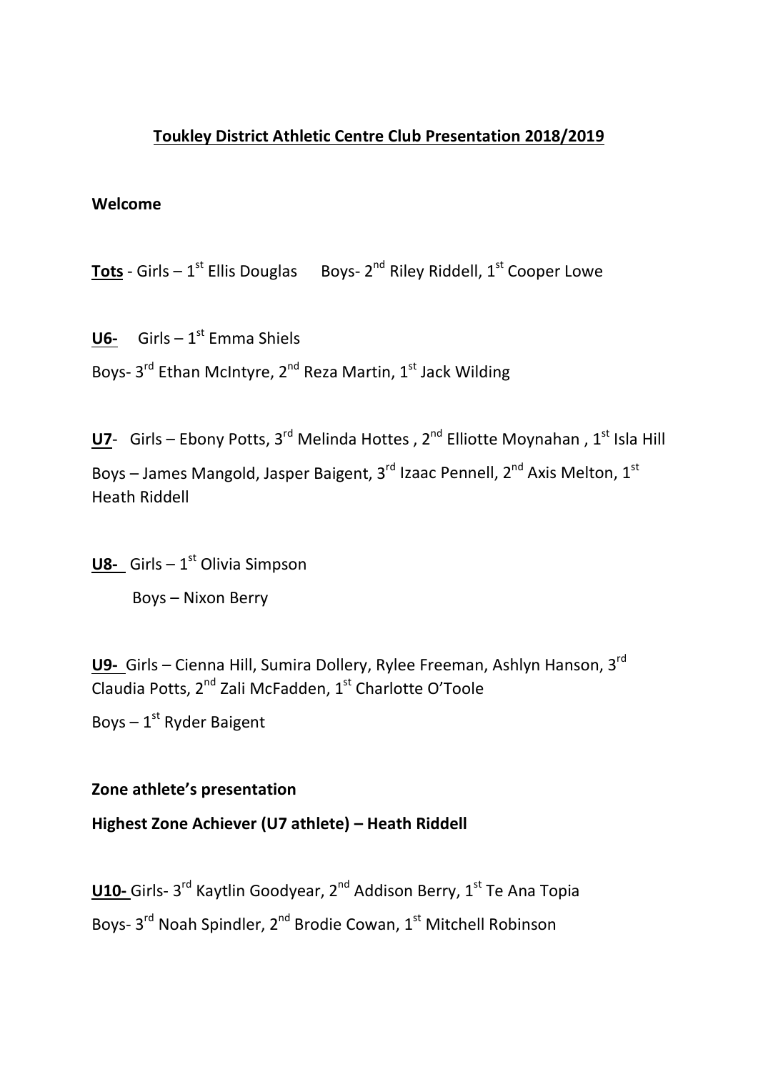**Toukley District Athletic Centre Club Presentation 2018/2019**

**Welcome**

**Tots** - Girls – 1st Ellis Douglas     Boys- 2nd Riley Riddell, 1st Cooper Lowe

**U6-**   Girls – 1st Emma Shiels

Boys- 3rd Ethan McIntyre, 2nd Reza Martin, 1st Jack Wilding

**U7**-  Girls – Ebony Potts, 3rd Melinda Hottes , 2nd Elliotte Moynahan , 1st Isla Hill

Boys – James Mangold, Jasper Baigent, 3rd Izaac Pennell, 2nd Axis Melton, 1st Heath Riddell

**U8-**  Girls – 1st Olivia Simpson

Boys – Nixon Berry

**U9-** Girls – Cienna Hill, Sumira Dollery, Rylee Freeman, Ashlyn Hanson, 3rd Claudia Potts, 2nd Zali McFadden, 1st Charlotte O'Toole

Boys – 1st Ryder Baigent

**Zone athlete's presentation**

**Highest Zone Achiever (U7 athlete) – Heath Riddell**

**U10-** Girls- 3rd Kaytlin Goodyear, 2nd Addison Berry, 1st Te Ana Topia

Boys- 3rd Noah Spindler, 2nd Brodie Cowan, 1st Mitchell Robinson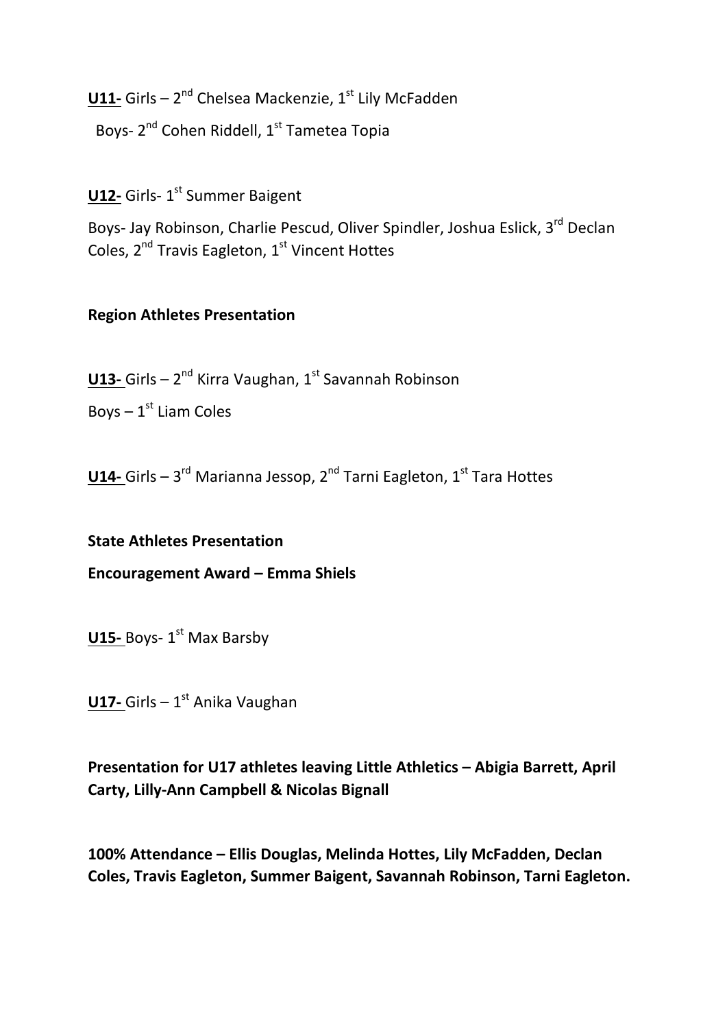**U11-** Girls – 2nd Chelsea Mackenzie, 1st Lily McFadden

Boys- 2nd Cohen Riddell, 1st Tametea Topia

**U12-** Girls- 1st Summer Baigent

Boys- Jay Robinson, Charlie Pescud, Oliver Spindler, Joshua Eslick, 3rd Declan Coles, 2nd Travis Eagleton, 1st Vincent Hottes

**Region Athletes Presentation**

**U13-** Girls – 2nd Kirra Vaughan, 1st Savannah Robinson

Boys – 1st Liam Coles

**U14-** Girls – 3rd Marianna Jessop, 2nd Tarni Eagleton, 1st Tara Hottes

**State Athletes Presentation**

**Encouragement Award – Emma Shiels**

**U15-** Boys- 1st Max Barsby

**U17-** Girls – 1st Anika Vaughan

**Presentation for U17 athletes leaving Little Athletics – Abigia Barrett, April Carty, Lilly-Ann Campbell & Nicolas Bignall**

**100% Attendance – Ellis Douglas, Melinda Hottes, Lily McFadden, Declan Coles, Travis Eagleton, Summer Baigent, Savannah Robinson, Tarni Eagleton.**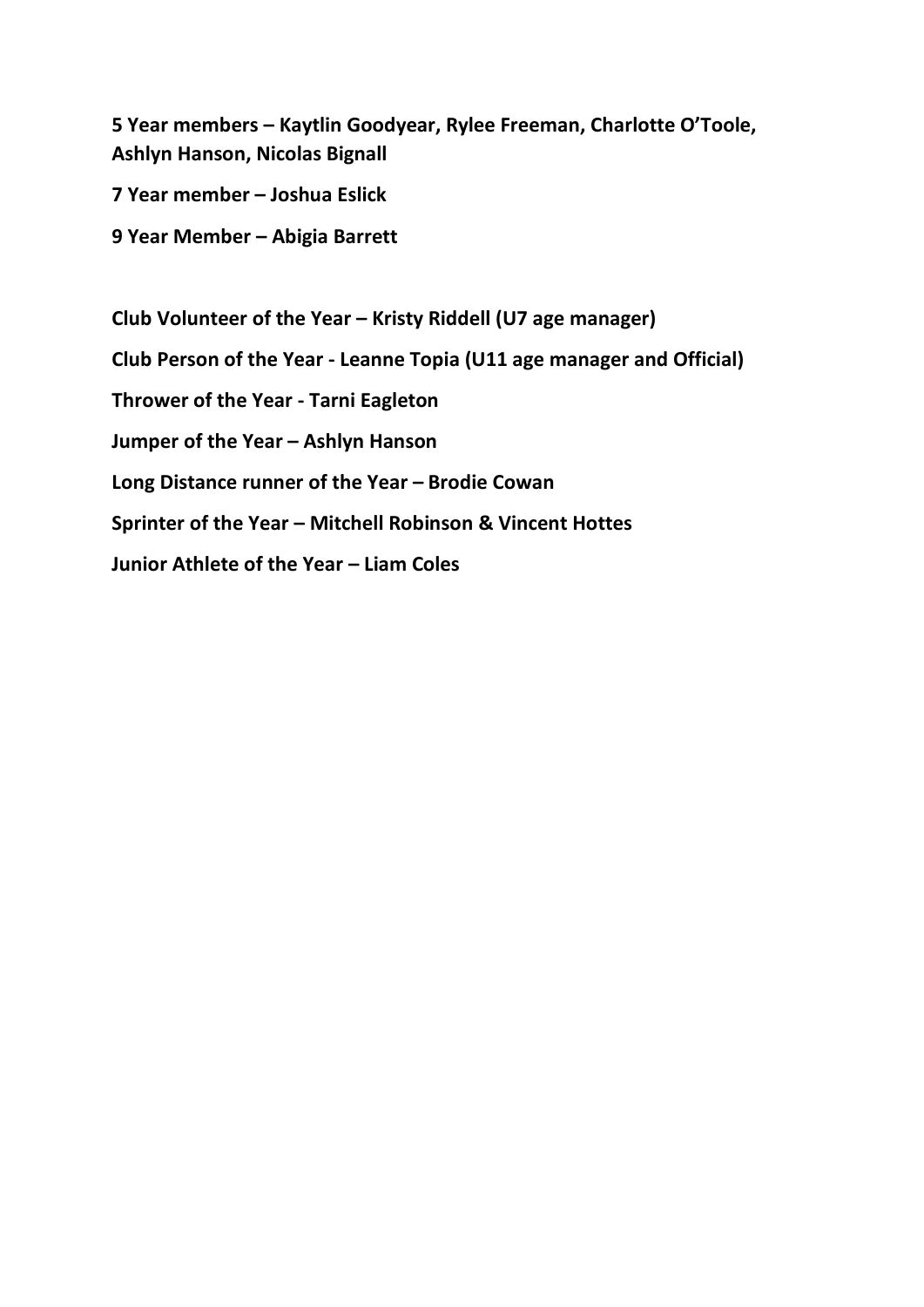**5 Year members – Kaytlin Goodyear, Rylee Freeman, Charlotte O'Toole, Ashlyn Hanson, Nicolas Bignall**

**7 Year member – Joshua Eslick**

**9 Year Member – Abigia Barrett**

**Club Volunteer of the Year – Kristy Riddell (U7 age manager)**

**Club Person of the Year - Leanne Topia (U11 age manager and Official)**

**Thrower of the Year - Tarni Eagleton**

**Jumper of the Year – Ashlyn Hanson**

**Long Distance runner of the Year – Brodie Cowan**

**Sprinter of the Year – Mitchell Robinson & Vincent Hottes**

**Junior Athlete of the Year – Liam Coles**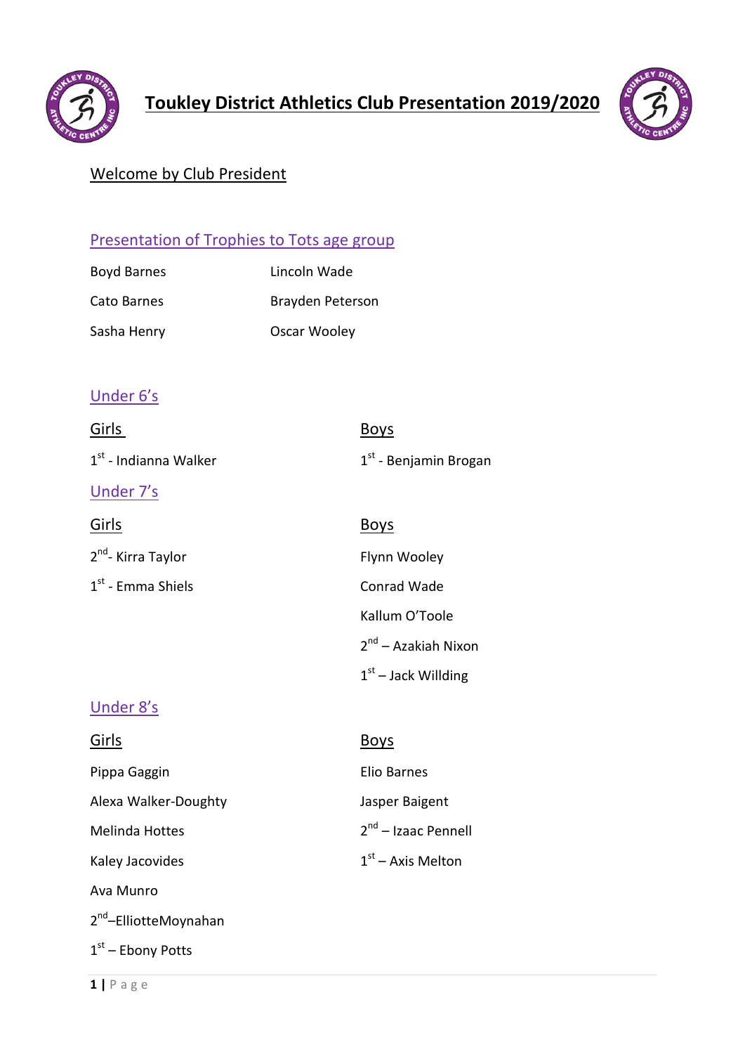# Toukley District Athletics Club Presentation 2019/2020

## Welcome by Club President

## Presentation of Trophies to Tots age group

Boyd Barnes

Cato Barnes

Sasha Henry

Lincoln Wade

Brayden Peterson

Oscar Wooley

## Under 6's

### Girls

1st - Indianna Walker

### Boys

1st - Benjamin Brogan

## Under 7's

### Girls

2nd- Kirra Taylor

1st - Emma Shiels

### Boys

Flynn Wooley

Conrad Wade

Kallum O'Toole

2nd – Azakiah Nixon

1st – Jack Willding

## Under 8's

### Girls

Pippa Gaggin

Alexa Walker-Doughty

Melinda Hottes

Kaley Jacovides

Ava Munro

2nd–ElliotteMoynahan

1st – Ebony Potts

### Boys

Elio Barnes

Jasper Baigent

2nd – Izaac Pennell

1st – Axis Melton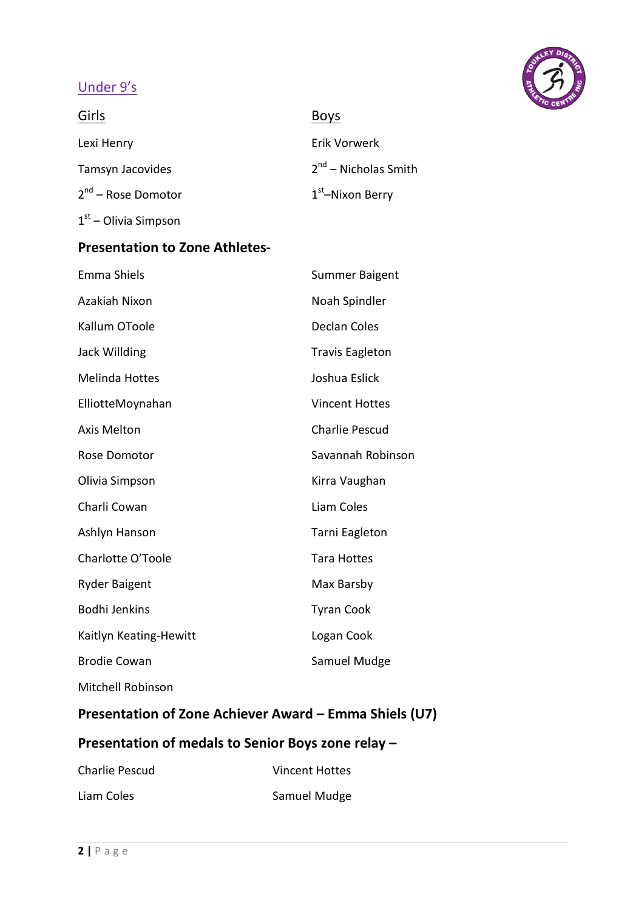## Under 9's

| Girls | Boys |
| --- | --- |
| Lexi Henry | Erik Vorwerk |
| Tamsyn Jacovides | 2nd – Nicholas Smith |
| 2nd – Rose Domotor | 1st –Nixon Berry |
| 1st – Olivia Simpson | |

**Presentation to Zone Athletes-**

| | |
| --- | --- |
| Emma Shiels | Summer Baigent |
| Azakiah Nixon | Noah Spindler |
| Kallum OToole | Declan Coles |
| Jack Willding | Travis Eagleton |
| Melinda Hottes | Joshua Eslick |
| ElliotteMoynahan | Vincent Hottes |
| Axis Melton | Charlie Pescud |
| Rose Domotor | Savannah Robinson |
| Olivia Simpson | Kirra Vaughan |
| Charli Cowan | Liam Coles |
| Ashlyn Hanson | Tarni Eagleton |
| Charlotte O'Toole | Tara Hottes |
| Ryder Baigent | Max Barsby |
| Bodhi Jenkins | Tyran Cook |
| Kaitlyn Keating-Hewitt | Logan Cook |
| Brodie Cowan | Samuel Mudge |
| Mitchell Robinson | |

**Presentation of Zone Achiever Award – Emma Shiels (U7)**

**Presentation of medals to Senior Boys zone relay –**

| | |
| --- | --- |
| Charlie Pescud | Vincent Hottes |
| Liam Coles | Samuel Mudge |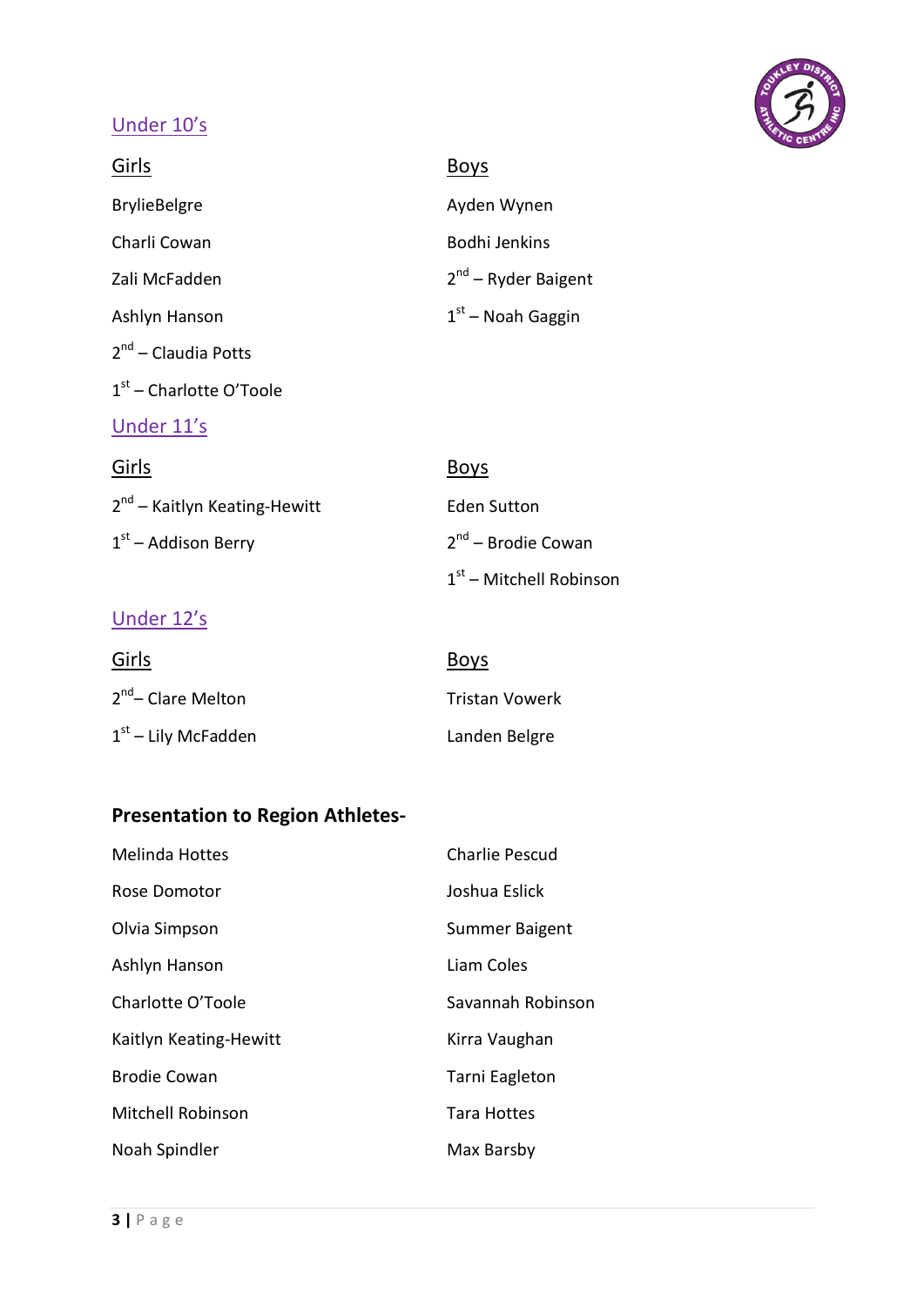## Under 10's

### Girls

BrylieBelgre

Charli Cowan

Zali McFadden

Ashlyn Hanson

2nd – Claudia Potts

1st – Charlotte O'Toole

### Boys

Ayden Wynen

Bodhi Jenkins

2nd – Ryder Baigent

1st – Noah Gaggin

## Under 11's

### Girls

2nd – Kaitlyn Keating-Hewitt

1st – Addison Berry

### Boys

Eden Sutton

2nd – Brodie Cowan

1st – Mitchell Robinson

## Under 12's

### Girls

2nd– Clare Melton

1st – Lily McFadden

### Boys

Tristan Vowerk

Landen Belgre

**Presentation to Region Athletes-**

Melinda Hottes

Rose Domotor

Olvia Simpson

Ashlyn Hanson

Charlotte O'Toole

Kaitlyn Keating-Hewitt

Brodie Cowan

Mitchell Robinson

Noah Spindler

Charlie Pescud

Joshua Eslick

Summer Baigent

Liam Coles

Savannah Robinson

Kirra Vaughan

Tarni Eagleton

Tara Hottes

Max Barsby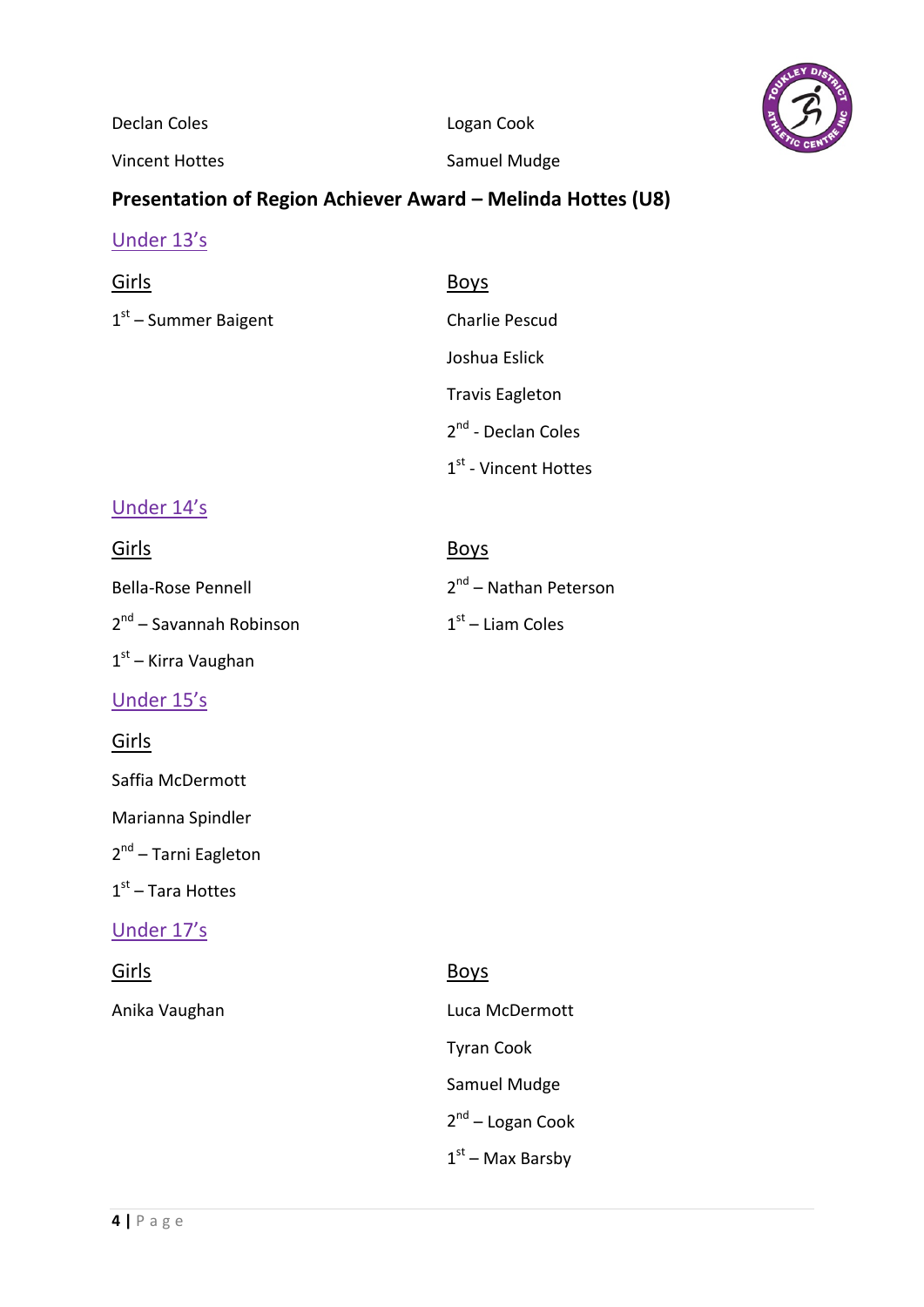Declan Coles

Vincent Hottes

Logan Cook

Samuel Mudge

**Presentation of Region Achiever Award – Melinda Hottes (U8)**

## Under 13's

### Girls

1st – Summer Baigent

### Boys

Charlie Pescud

Joshua Eslick

Travis Eagleton

2nd - Declan Coles

1st - Vincent Hottes

## Under 14's

### Girls

Bella-Rose Pennell

2nd – Savannah Robinson

1st – Kirra Vaughan

### Boys

2nd – Nathan Peterson

1st – Liam Coles

## Under 15's

### Girls

Saffia McDermott

Marianna Spindler

2nd – Tarni Eagleton

1st – Tara Hottes

## Under 17's

### Girls

Anika Vaughan

### Boys

Luca McDermott

Tyran Cook

Samuel Mudge

2nd – Logan Cook

1st – Max Barsby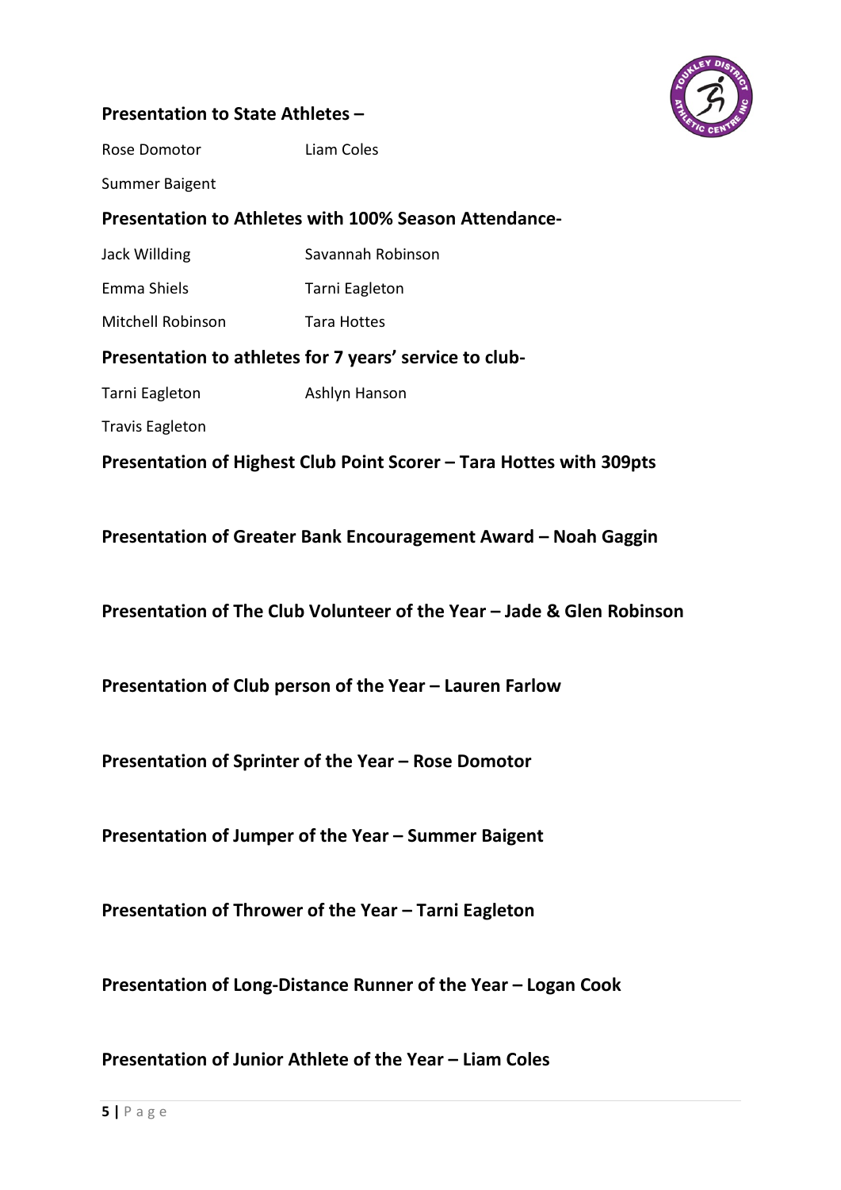**Presentation to State Athletes –**

Rose Domotor Liam Coles

Summer Baigent

**Presentation to Athletes with 100% Season Attendance-**

Jack Willding Savannah Robinson

Emma Shiels Tarni Eagleton

Mitchell Robinson Tara Hottes

**Presentation to athletes for 7 years' service to club-**

Tarni Eagleton Ashlyn Hanson

Travis Eagleton

**Presentation of Highest Club Point Scorer – Tara Hottes with 309pts**

**Presentation of Greater Bank Encouragement Award – Noah Gaggin**

**Presentation of The Club Volunteer of the Year – Jade & Glen Robinson**

**Presentation of Club person of the Year – Lauren Farlow**

**Presentation of Sprinter of the Year – Rose Domotor**

**Presentation of Jumper of the Year – Summer Baigent**

**Presentation of Thrower of the Year – Tarni Eagleton**

**Presentation of Long-Distance Runner of the Year – Logan Cook**

**Presentation of Junior Athlete of the Year – Liam Coles**